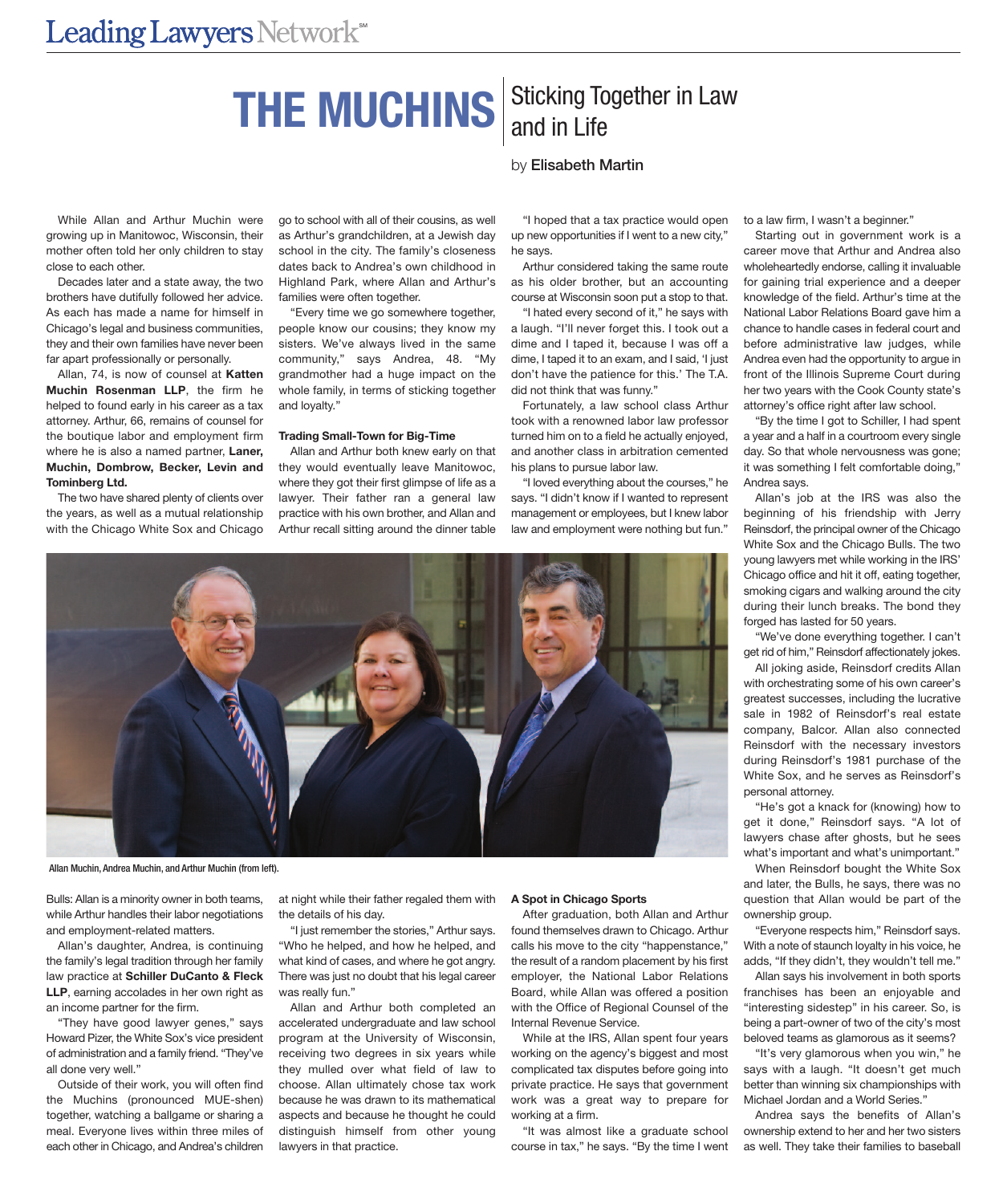# THE MUCHINS

## Sticking Together in Law and in Life

by **Elisabeth Martin**

While Allan and Arthur Muchin were growing up in Manitowoc, Wisconsin, their mother often told her only children to stay close to each other.

Decades later and a state away, the two brothers have dutifully followed her advice. As each has made a name for himself in Chicago's legal and business communities, they and their own families have never been far apart professionally or personally.

Allan, 74, is now of counsel at **Katten Muchin Rosenman LLP**, the firm he helped to found early in his career as a tax attorney. Arthur, 66, remains of counsel for the boutique labor and employment firm where he is also a named partner, **Laner, Muchin, Dombrow, Becker, Levin and Tominberg Ltd.**

The two have shared plenty of clients over the years, as well as a mutual relationship with the Chicago White Sox and Chicago Bulls: Allan is a minority owner in both teams, while Arthur handles their labor negotiations and employment-related matters.

Allan's daughter, Andrea, is continuing the family's legal tradition through her family law practice at **Schiller DuCanto & Fleck LLP**, earning accolades in her own right as an income partner for the firm.

"They have good lawyer genes," says Howard Pizer, the White Sox's vice president of administration and a family friend. "They've all done very well."

Outside of their work, you will often find the Muchins (pronounced MUE-shen) together, watching a ballgame or sharing a meal. Everyone lives within three miles of each other in Chicago, and Andrea's children go to school with all of their cousins, as well as Arthur's grandchildren, at a Jewish day school in the city. The family's closeness dates back to Andrea's own childhood in Highland Park, where Allan and Arthur's families were often together.

"Every time we go somewhere together, people know our cousins; they know my sisters. We've always lived in the same community," says Andrea, 48. "My grandmother had a huge impact on the whole family, in terms of sticking together and loyalty."

**Trading Small-Town for Big-Time**

Allan and Arthur both knew early on that they would eventually leave Manitowoc, where they got their first glimpse of life as a lawyer. Their father ran a general law practice with his own brother, and Allan and Arthur recall sitting around the dinner table at night while their father regaled them with the details of his day.

"I just remember the stories," Arthur says. "Who he helped, and how he helped, and what kind of cases, and where he got angry. There was just no doubt that his legal career was really fun."

Allan and Arthur both completed an accelerated undergraduate and law school program at the University of Wisconsin, receiving two degrees in six years while they mulled over what field of law to choose. Allan ultimately chose tax work because he was drawn to its mathematical aspects and because he thought he could distinguish himself from other young lawyers in that practice.

"I hoped that a tax practice would open up new opportunities if I went to a new city," he says.

Arthur considered taking the same route as his older brother, but an accounting course at Wisconsin soon put a stop to that.

"I hated every second of it," he says with a laugh. "I'll never forget this. I took out a dime and I taped it, because I was off a dime, I taped it to an exam, and I said, 'I just don't have the patience for this.' The T.A. did not think that was funny."

Fortunately, a law school class Arthur took with a renowned labor law professor turned him on to a field he actually enjoyed, and another class in arbitration cemented his plans to pursue labor law.

"I loved everything about the courses," he says. "I didn't know if I wanted to represent management or employees, but I knew labor law and employment were nothing but fun."

Allan Muchin, Andrea Muchin, and Arthur Muchin (from left).

**A Spot in Chicago Sports**

After graduation, both Allan and Arthur found themselves drawn to Chicago. Arthur calls his move to the city "happenstance," the result of a random placement by his first employer, the National Labor Relations Board, while Allan was offered a position with the Office of Regional Counsel of the Internal Revenue Service.

While at the IRS, Allan spent four years working on the agency's biggest and most complicated tax disputes before going into private practice. He says that government work was a great way to prepare for working at a firm.

"It was almost like a graduate school course in tax," he says. "By the time I went to a law firm, I wasn't a beginner."

Starting out in government work is a career move that Arthur and Andrea also wholeheartedly endorse, calling it invaluable for gaining trial experience and a deeper knowledge of the field. Arthur's time at the National Labor Relations Board gave him a chance to handle cases in federal court and before administrative law judges, while Andrea even had the opportunity to argue in front of the Illinois Supreme Court during her two years with the Cook County state's attorney's office right after law school.

"By the time I got to Schiller, I had spent a year and a half in a courtroom every single day. So that whole nervousness was gone; it was something I felt comfortable doing," Andrea says.

Allan's job at the IRS was also the beginning of his friendship with Jerry Reinsdorf, the principal owner of the Chicago White Sox and the Chicago Bulls. The two young lawyers met while working in the IRS' Chicago office and hit it off, eating together, smoking cigars and walking around the city during their lunch breaks. The bond they forged has lasted for 50 years.

"We've done everything together. I can't get rid of him," Reinsdorf affectionately jokes.

All joking aside, Reinsdorf credits Allan with orchestrating some of his own career's greatest successes, including the lucrative sale in 1982 of Reinsdorf's real estate company, Balcor. Allan also connected Reinsdorf with the necessary investors during Reinsdorf's 1981 purchase of the White Sox, and he serves as Reinsdorf's personal attorney.

"He's got a knack for (knowing) how to get it done," Reinsdorf says. "A lot of lawyers chase after ghosts, but he sees what's important and what's unimportant."

When Reinsdorf bought the White Sox and later, the Bulls, he says, there was no question that Allan would be part of the ownership group.

"Everyone respects him," Reinsdorf says. With a note of staunch loyalty in his voice, he adds, "If they didn't, they wouldn't tell me."

Allan says his involvement in both sports franchises has been an enjoyable and "interesting sidestep" in his career. So, is being a part-owner of two of the city's most beloved teams as glamorous as it seems?

"It's very glamorous when you win," he says with a laugh. "It doesn't get much better than winning six championships with Michael Jordan and a World Series."

Andrea says the benefits of Allan's ownership extend to her and her two sisters as well. They take their families to baseball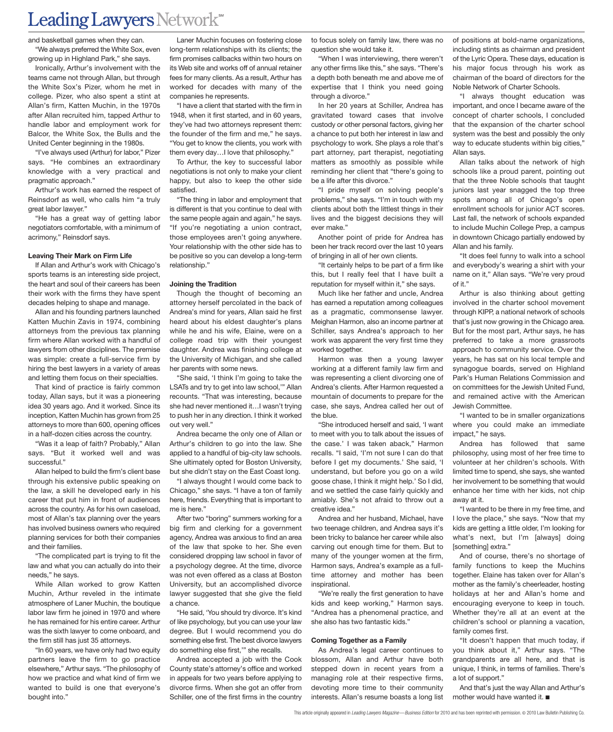and basketball games when they can.

"We always preferred the White Sox, even growing up in Highland Park," she says.

Ironically, Arthur's involvement with the teams came not through Allan, but through the White Sox's Pizer, whom he met in college. Pizer, who also spent a stint at Allan's firm, Katten Muchin, in the 1970s after Allan recruited him, tapped Arthur to handle labor and employment work for Balcor, the White Sox, the Bulls and the United Center beginning in the 1980s.

"I've always used (Arthur) for labor," Pizer says. "He combines an extraordinary knowledge with a very practical and pragmatic approach."

Arthur's work has earned the respect of Reinsdorf as well, who calls him "a truly great labor lawyer."

"He has a great way of getting labor negotiators comfortable, with a minimum of acrimony," Reinsdorf says.

**Leaving Their Mark on Firm Life**

If Allan and Arthur's work with Chicago's sports teams is an interesting side project, the heart and soul of their careers has been their work with the firms they have spent decades helping to shape and manage.

Allan and his founding partners launched Katten Muchin Zavis in 1974, combining attorneys from the previous tax planning firm where Allan worked with a handful of lawyers from other disciplines. The premise was simple: create a full-service firm by hiring the best lawyers in a variety of areas and letting them focus on their specialties.

That kind of practice is fairly common today, Allan says, but it was a pioneering idea 30 years ago. And it worked. Since its inception, Katten Muchin has grown from 25 attorneys to more than 600, opening offices in a half-dozen cities across the country.

"Was it a leap of faith? Probably," Allan says. "But it worked well and was successful."

Allan helped to build the firm's client base through his extensive public speaking on the law, a skill he developed early in his career that put him in front of audiences across the country. As for his own caseload, most of Allan's tax planning over the years has involved business owners who required planning services for both their companies and their families.

"The complicated part is trying to fit the law and what you can actually do into their needs," he says.

While Allan worked to grow Katten Muchin, Arthur reveled in the intimate atmosphere of Laner Muchin, the boutique labor law firm he joined in 1970 and where he has remained for his entire career. Arthur was the sixth lawyer to come onboard, and the firm still has just 35 attorneys.

"In 60 years, we have only had two equity partners leave the firm to go practice elsewhere," Arthur says. "The philosophy of how we practice and what kind of firm we wanted to build is one that everyone's bought into."

Laner Muchin focuses on fostering close long-term relationships with its clients; the firm promises callbacks within two hours on its Web site and works off of annual retainer fees for many clients. As a result, Arthur has worked for decades with many of the companies he represents.

"I have a client that started with the firm in 1948, when it first started, and in 60 years, they've had two attorneys represent them: the founder of the firm and me," he says. "You get to know the clients, you work with them every day…I love that philosophy."

To Arthur, the key to successful labor negotiations is not only to make your client happy, but also to keep the other side satisfied.

"The thing in labor and employment that is different is that you continue to deal with the same people again and again," he says. "If you're negotiating a union contract, those employees aren't going anywhere. Your relationship with the other side has to be positive so you can develop a long-term relationship."

**Joining the Tradition**

Though the thought of becoming an attorney herself percolated in the back of Andrea's mind for years, Allan said he first heard about his eldest daughter's plans while he and his wife, Elaine, were on a college road trip with their youngest daughter. Andrea was finishing college at the University of Michigan, and she called her parents with some news.

"She said, 'I think I'm going to take the LSATs and try to get into law school,'" Allan recounts. "That was interesting, because she had never mentioned it…I wasn't trying to push her in any direction. I think it worked out very well."

Andrea became the only one of Allan or Arthur's children to go into the law. She applied to a handful of big-city law schools. She ultimately opted for Boston University, but she didn't stay on the East Coast long.

"I always thought I would come back to Chicago," she says. "I have a ton of family here, friends. Everything that is important to me is here."

After two "boring" summers working for a big firm and clerking for a government agency, Andrea was anxious to find an area of the law that spoke to her. She even considered dropping law school in favor of a psychology degree. At the time, divorce was not even offered as a class at Boston University, but an accomplished divorce lawyer suggested that she give the field a chance.

"He said, 'You should try divorce. It's kind of like psychology, but you can use your law degree. But I would recommend you do something else first. The best divorce lawyers do something else first,'" she recalls.

Andrea accepted a job with the Cook County state's attorney's office and worked in appeals for two years before applying to divorce firms. When she got an offer from Schiller, one of the first firms in the country to focus solely on family law, there was no question she would take it.

"When I was interviewing, there weren't any other firms like this," she says. "There's a depth both beneath me and above me of expertise that I think you need going through a divorce."

In her 20 years at Schiller, Andrea has gravitated toward cases that involve custody or other personal factors, giving her a chance to put both her interest in law and psychology to work. She plays a role that's part attorney, part therapist, negotiating matters as smoothly as possible while reminding her client that "there's going to be a life after this divorce."

"I pride myself on solving people's problems," she says. "I'm in touch with my clients about both the littlest things in their lives and the biggest decisions they will ever make."

Another point of pride for Andrea has been her track record over the last 10 years of bringing in all of her own clients.

"It certainly helps to be part of a firm like this, but I really feel that I have built a reputation for myself within it," she says.

Much like her father and uncle, Andrea has earned a reputation among colleagues as a pragmatic, commonsense lawyer. Meighan Harmon, also an income partner at Schiller, says Andrea's approach to her work was apparent the very first time they worked together.

Harmon was then a young lawyer working at a different family law firm and was representing a client divorcing one of Andrea's clients. After Harmon requested a mountain of documents to prepare for the case, she says, Andrea called her out of the blue.

"She introduced herself and said, 'I want to meet with you to talk about the issues of the case.' I was taken aback," Harmon recalls. "I said, 'I'm not sure I can do that before I get my documents.' She said, 'I understand, but before you go on a wild goose chase, I think it might help.' So I did, and we settled the case fairly quickly and amiably. She's not afraid to throw out a creative idea."

Andrea and her husband, Michael, have two teenage children, and Andrea says it's been tricky to balance her career while also carving out enough time for them. But to many of the younger women at the firm, Harmon says, Andrea's example as a full-time attorney and mother has been inspirational.

"We're really the first generation to have kids and keep working," Harmon says. "Andrea has a phenomenal practice, and she also has two fantastic kids."

**Coming Together as a Family**

As Andrea's legal career continues to blossom, Allan and Arthur have both stepped down in recent years from a managing role at their respective firms, devoting more time to their community interests. Allan's resume boasts a long list of positions at bold-name organizations, including stints as chairman and president of the Lyric Opera. These days, education is his major focus through his work as chairman of the board of directors for the Noble Network of Charter Schools.

"I always thought education was important, and once I became aware of the concept of charter schools, I concluded that the expansion of the charter school system was the best and possibly the only way to educate students within big cities," Allan says.

Allan talks about the network of high schools like a proud parent, pointing out that the three Noble schools that taught juniors last year snagged the top three spots among all of Chicago's open enrollment schools for junior ACT scores. Last fall, the network of schools expanded to include Muchin College Prep, a campus in downtown Chicago partially endowed by Allan and his family.

"It does feel funny to walk into a school and everybody's wearing a shirt with your name on it," Allan says. "We're very proud of it."

Arthur is also thinking about getting involved in the charter school movement through KIPP, a national network of schools that's just now growing in the Chicago area. But for the most part, Arthur says, he has preferred to take a more grassroots approach to community service. Over the years, he has sat on his local temple and synagogue boards, served on Highland Park's Human Relations Commission and on committees for the Jewish United Fund, and remained active with the American Jewish Committee.

"I wanted to be in smaller organizations where you could make an immediate impact," he says.

Andrea has followed that same philosophy, using most of her free time to volunteer at her children's schools. With limited time to spend, she says, she wanted her involvement to be something that would enhance her time with her kids, not chip away at it.

"I wanted to be there in my free time, and I love the place," she says. "Now that my kids are getting a little older, I'm looking for what's next, but I'm [always] doing [something] extra."

And of course, there's no shortage of family functions to keep the Muchins together. Elaine has taken over for Allan's mother as the family's cheerleader, hosting holidays at her and Allan's home and encouraging everyone to keep in touch. Whether they're all at an event at the children's school or planning a vacation, family comes first.

"It doesn't happen that much today, if you think about it," Arthur says. "The grandparents are all here, and that is unique, I think, in terms of families. There's a lot of support."

And that's just the way Allan and Arthur's mother would have wanted it. ■

This article originally appeared in *Leading Lawyers Magazine—Business Edition* for 2010 and has been reprinted with permission. © 2010 Law Bulletin Publishing Co.